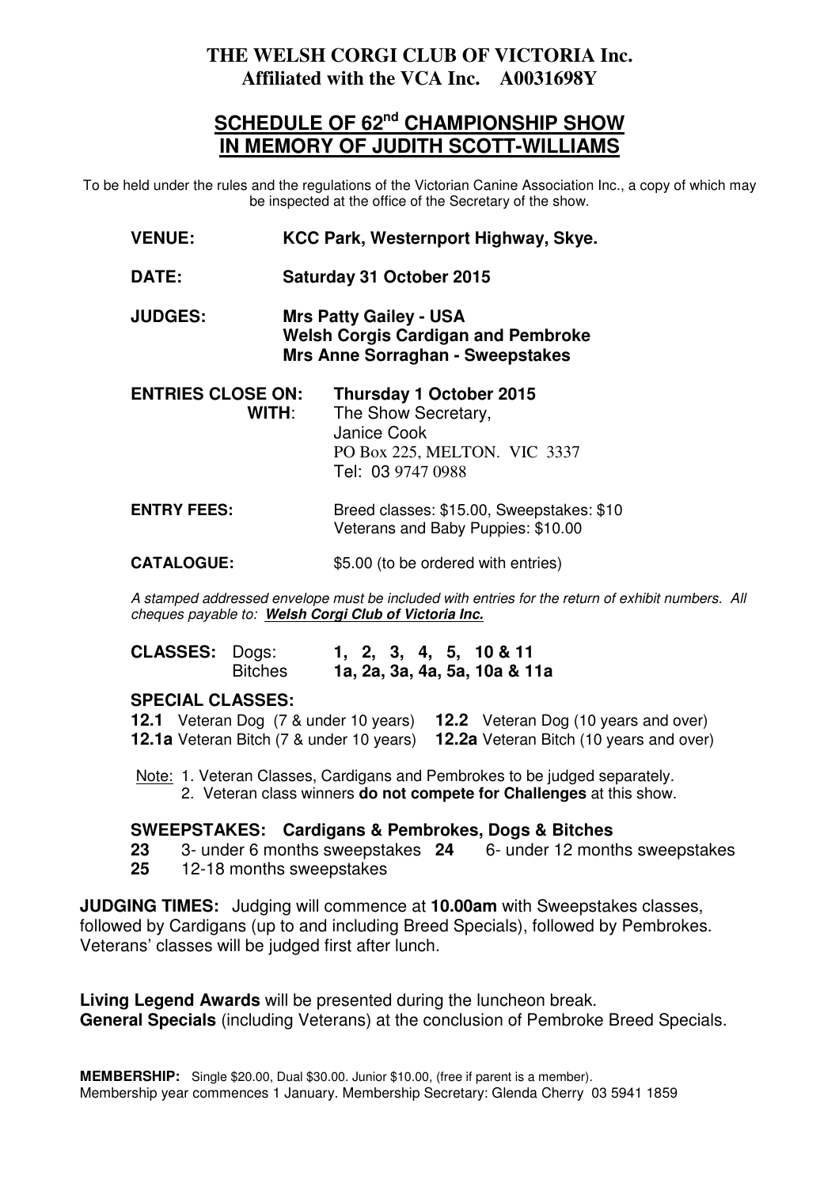# THE WELSH CORGI CLUB OF VICTORIA Inc.
## Affiliated with the VCA Inc. A0031698Y

## SCHEDULE OF 62nd CHAMPIONSHIP SHOW IN MEMORY OF JUDITH SCOTT-WILLIAMS

To be held under the rules and the regulations of the Victorian Canine Association Inc., a copy of which may be inspected at the office of the Secretary of the show.

**VENUE:** **KCC Park, Westernport Highway, Skye.**

**DATE:** **Saturday 31 October 2015**

**JUDGES:** **Mrs Patty Gailey - USA**
**Welsh Corgis Cardigan and Pembroke**
**Mrs Anne Sorraghan - Sweepstakes**

**ENTRIES CLOSE ON:** **Thursday 1 October 2015**
**WITH:** The Show Secretary,
Janice Cook
PO Box 225, MELTON. VIC 3337
Tel: 03 9747 0988

**ENTRY FEES:** Breed classes: $15.00, Sweepstakes: $10
Veterans and Baby Puppies: $10.00

**CATALOGUE:** $5.00 (to be ordered with entries)

*A stamped addressed envelope must be included with entries for the return of exhibit numbers. All cheques payable to: **Welsh Corgi Club of Victoria Inc.***

**CLASSES:** Dogs: **1, 2, 3, 4, 5, 10 & 11**
Bitches **1a, 2a, 3a, 4a, 5a, 10a & 11a**

### SPECIAL CLASSES:

**12.1** Veteran Dog (7 & under 10 years) **12.2** Veteran Dog (10 years and over)
**12.1a** Veteran Bitch (7 & under 10 years) **12.2a** Veteran Bitch (10 years and over)

Note: 1. Veteran Classes, Cardigans and Pembrokes to be judged separately.
2. Veteran class winners **do not compete for Challenges** at this show.

### SWEEPSTAKES: Cardigans & Pembrokes, Dogs & Bitches

**23** 3- under 6 months sweepstakes **24** 6- under 12 months sweepstakes
**25** 12-18 months sweepstakes

**JUDGING TIMES:** Judging will commence at **10.00am** with Sweepstakes classes, followed by Cardigans (up to and including Breed Specials), followed by Pembrokes. Veterans' classes will be judged first after lunch.

**Living Legend Awards** will be presented during the luncheon break.
**General Specials** (including Veterans) at the conclusion of Pembroke Breed Specials.

**MEMBERSHIP:** Single $20.00, Dual $30.00. Junior $10.00, (free if parent is a member).
Membership year commences 1 January. Membership Secretary: Glenda Cherry 03 5941 1859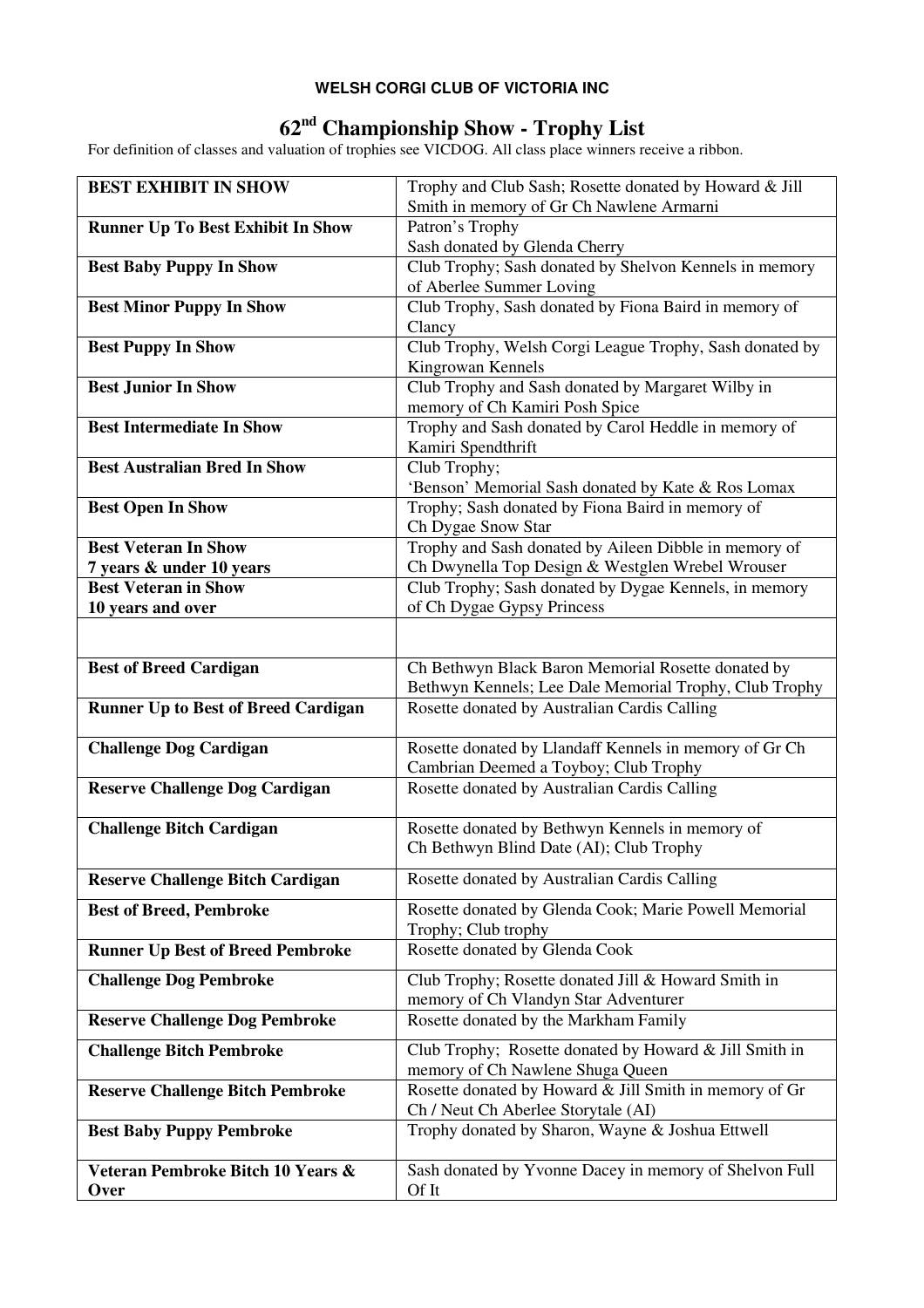**WELSH CORGI CLUB OF VICTORIA INC**

# 62nd Championship Show - Trophy List

For definition of classes and valuation of trophies see VICDOG. All class place winners receive a ribbon.

| | |
|---|---|
| **BEST EXHIBIT IN SHOW** | Trophy and Club Sash; Rosette donated by Howard & Jill Smith in memory of Gr Ch Nawlene Armarni |
| **Runner Up To Best Exhibit In Show** | Patron's Trophy<br>Sash donated by Glenda Cherry |
| **Best Baby Puppy In Show** | Club Trophy; Sash donated by Shelvon Kennels in memory of Aberlee Summer Loving |
| **Best Minor Puppy In Show** | Club Trophy, Sash donated by Fiona Baird in memory of Clancy |
| **Best Puppy In Show** | Club Trophy, Welsh Corgi League Trophy, Sash donated by Kingrowan Kennels |
| **Best Junior In Show** | Club Trophy and Sash donated by Margaret Wilby in memory of Ch Kamiri Posh Spice |
| **Best Intermediate In Show** | Trophy and Sash donated by Carol Heddle in memory of Kamiri Spendthrift |
| **Best Australian Bred In Show** | Club Trophy;<br>'Benson' Memorial Sash donated by Kate & Ros Lomax |
| **Best Open In Show** | Trophy; Sash donated by Fiona Baird in memory of Ch Dygae Snow Star |
| **Best Veteran In Show 7 years & under 10 years** | Trophy and Sash donated by Aileen Dibble in memory of Ch Dwynella Top Design & Westglen Wrebel Wrouser |
| **Best Veteran in Show 10 years and over** | Club Trophy; Sash donated by Dygae Kennels, in memory of Ch Dygae Gypsy Princess |
| | |
| **Best of Breed Cardigan** | Ch Bethwyn Black Baron Memorial Rosette donated by Bethwyn Kennels; Lee Dale Memorial Trophy, Club Trophy |
| **Runner Up to Best of Breed Cardigan** | Rosette donated by Australian Cardis Calling |
| **Challenge Dog Cardigan** | Rosette donated by Llandaff Kennels in memory of Gr Ch Cambrian Deemed a Toyboy; Club Trophy |
| **Reserve Challenge Dog Cardigan** | Rosette donated by Australian Cardis Calling |
| **Challenge Bitch Cardigan** | Rosette donated by Bethwyn Kennels in memory of Ch Bethwyn Blind Date (AI); Club Trophy |
| **Reserve Challenge Bitch Cardigan** | Rosette donated by Australian Cardis Calling |
| **Best of Breed, Pembroke** | Rosette donated by Glenda Cook; Marie Powell Memorial Trophy; Club trophy |
| **Runner Up Best of Breed Pembroke** | Rosette donated by Glenda Cook |
| **Challenge Dog Pembroke** | Club Trophy; Rosette donated Jill & Howard Smith in memory of Ch Vlandyn Star Adventurer |
| **Reserve Challenge Dog Pembroke** | Rosette donated by the Markham Family |
| **Challenge Bitch Pembroke** | Club Trophy; Rosette donated by Howard & Jill Smith in memory of Ch Nawlene Shuga Queen |
| **Reserve Challenge Bitch Pembroke** | Rosette donated by Howard & Jill Smith in memory of Gr Ch / Neut Ch Aberlee Storytale (AI) |
| **Best Baby Puppy Pembroke** | Trophy donated by Sharon, Wayne & Joshua Ettwell |
| **Veteran Pembroke Bitch 10 Years & Over** | Sash donated by Yvonne Dacey in memory of Shelvon Full Of It |